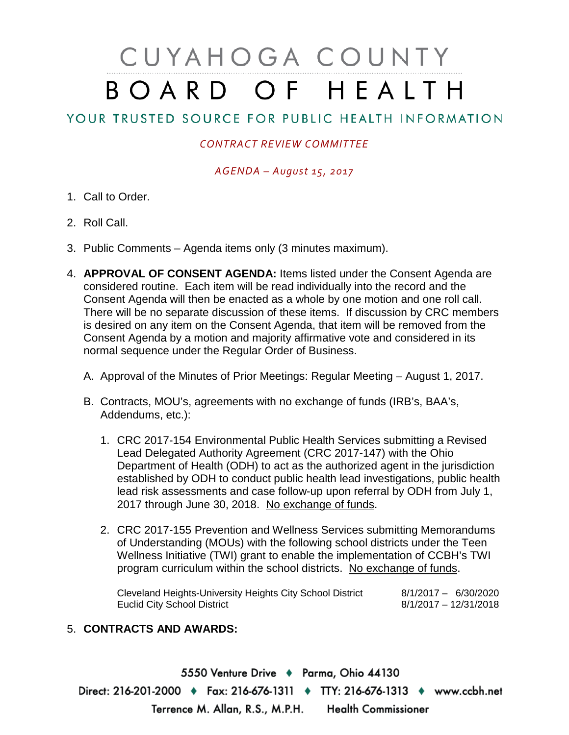# CUYAHOGA COUNTY BOARD OF HEALTH

## YOUR TRUSTED SOURCE FOR PUBLIC HEALTH INFORMATION

*CONTRACT REVIEW COMMITTEE*

*AGENDA – August 15, 2017*

1. Call to Order.
2. Roll Call.
3. Public Comments – Agenda items only (3 minutes maximum).
4. **APPROVAL OF CONSENT AGENDA:** Items listed under the Consent Agenda are considered routine. Each item will be read individually into the record and the Consent Agenda will then be enacted as a whole by one motion and one roll call. There will be no separate discussion of these items. If discussion by CRC members is desired on any item on the Consent Agenda, that item will be removed from the Consent Agenda by a motion and majority affirmative vote and considered in its normal sequence under the Regular Order of Business.

   A. Approval of the Minutes of Prior Meetings: Regular Meeting – August 1, 2017.

   B. Contracts, MOU's, agreements with no exchange of funds (IRB's, BAA's, Addendums, etc.):

      1. CRC 2017-154 Environmental Public Health Services submitting a Revised Lead Delegated Authority Agreement (CRC 2017-147) with the Ohio Department of Health (ODH) to act as the authorized agent in the jurisdiction established by ODH to conduct public health lead investigations, public health lead risk assessments and case follow-up upon referral by ODH from July 1, 2017 through June 30, 2018. No exchange of funds.

      2. CRC 2017-155 Prevention and Wellness Services submitting Memorandums of Understanding (MOUs) with the following school districts under the Teen Wellness Initiative (TWI) grant to enable the implementation of CCBH's TWI program curriculum within the school districts. No exchange of funds.

| | |
|---|---|
| Cleveland Heights-University Heights City School District | 8/1/2017 – 6/30/2020 |
| Euclid City School District | 8/1/2017 – 12/31/2018 |

5. **CONTRACTS AND AWARDS:**

5550 Venture Drive ♦ Parma, Ohio 44130
Direct: 216-201-2000 ♦ Fax: 216-676-1311 ♦ TTY: 216-676-1313 ♦ www.ccbh.net
Terrence M. Allan, R.S., M.P.H. Health Commissioner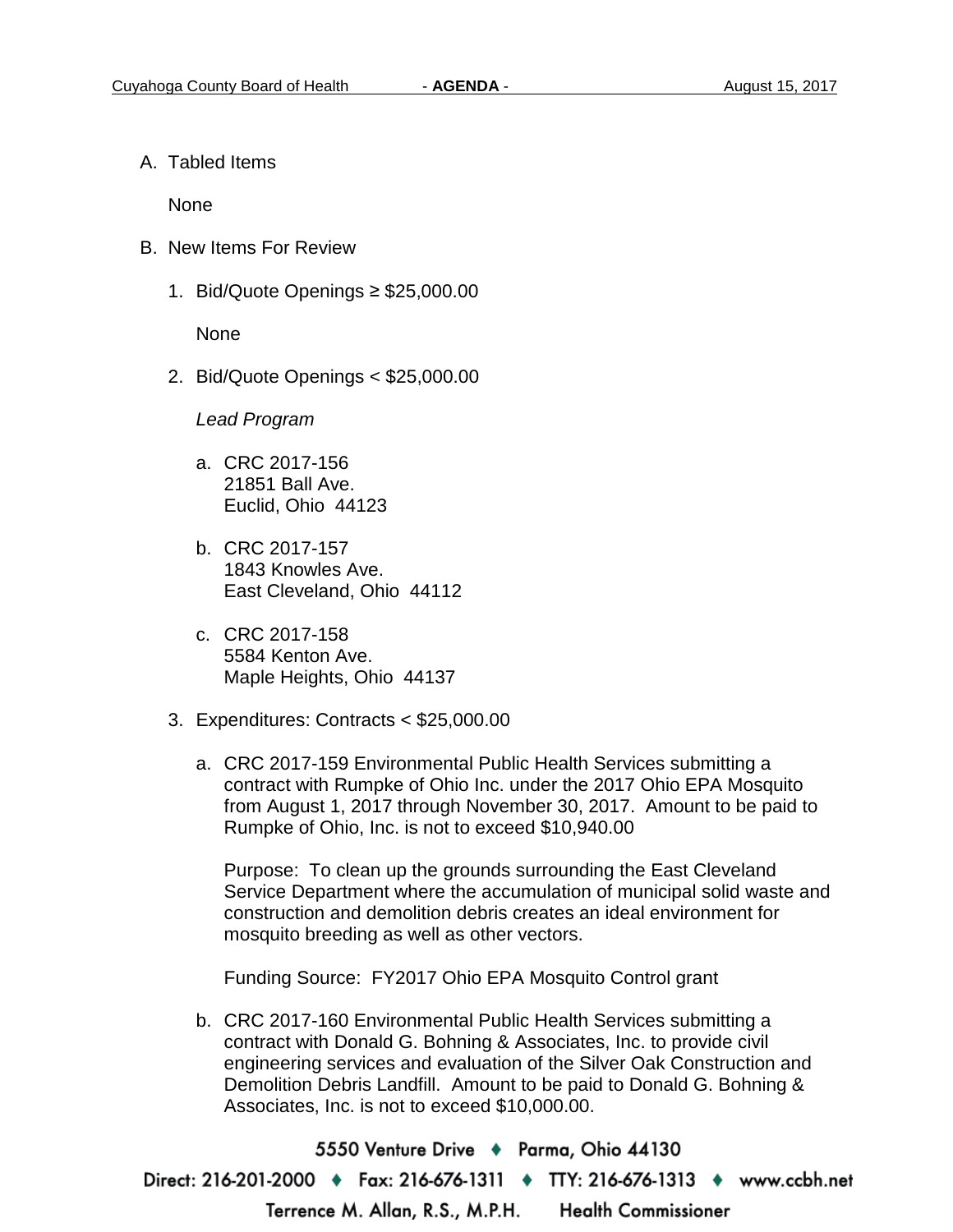A. Tabled Items

None

B. New Items For Review

1. Bid/Quote Openings ≥ $25,000.00

   None

2. Bid/Quote Openings < $25,000.00

   *Lead Program*

   a. CRC 2017-156
      21851 Ball Ave.
      Euclid, Ohio 44123

   b. CRC 2017-157
      1843 Knowles Ave.
      East Cleveland, Ohio 44112

   c. CRC 2017-158
      5584 Kenton Ave.
      Maple Heights, Ohio 44137

3. Expenditures: Contracts < $25,000.00

   a. CRC 2017-159 Environmental Public Health Services submitting a contract with Rumpke of Ohio Inc. under the 2017 Ohio EPA Mosquito from August 1, 2017 through November 30, 2017. Amount to be paid to Rumpke of Ohio, Inc. is not to exceed $10,940.00

      Purpose: To clean up the grounds surrounding the East Cleveland Service Department where the accumulation of municipal solid waste and construction and demolition debris creates an ideal environment for mosquito breeding as well as other vectors.

      Funding Source: FY2017 Ohio EPA Mosquito Control grant

   b. CRC 2017-160 Environmental Public Health Services submitting a contract with Donald G. Bohning & Associates, Inc. to provide civil engineering services and evaluation of the Silver Oak Construction and Demolition Debris Landfill. Amount to be paid to Donald G. Bohning & Associates, Inc. is not to exceed $10,000.00.

5550 Venture Drive ♦ Parma, Ohio 44130

Direct: 216-201-2000 ♦ Fax: 216-676-1311 ♦ TTY: 216-676-1313 ♦ www.ccbh.net

Terrence M. Allan, R.S., M.P.H. Health Commissioner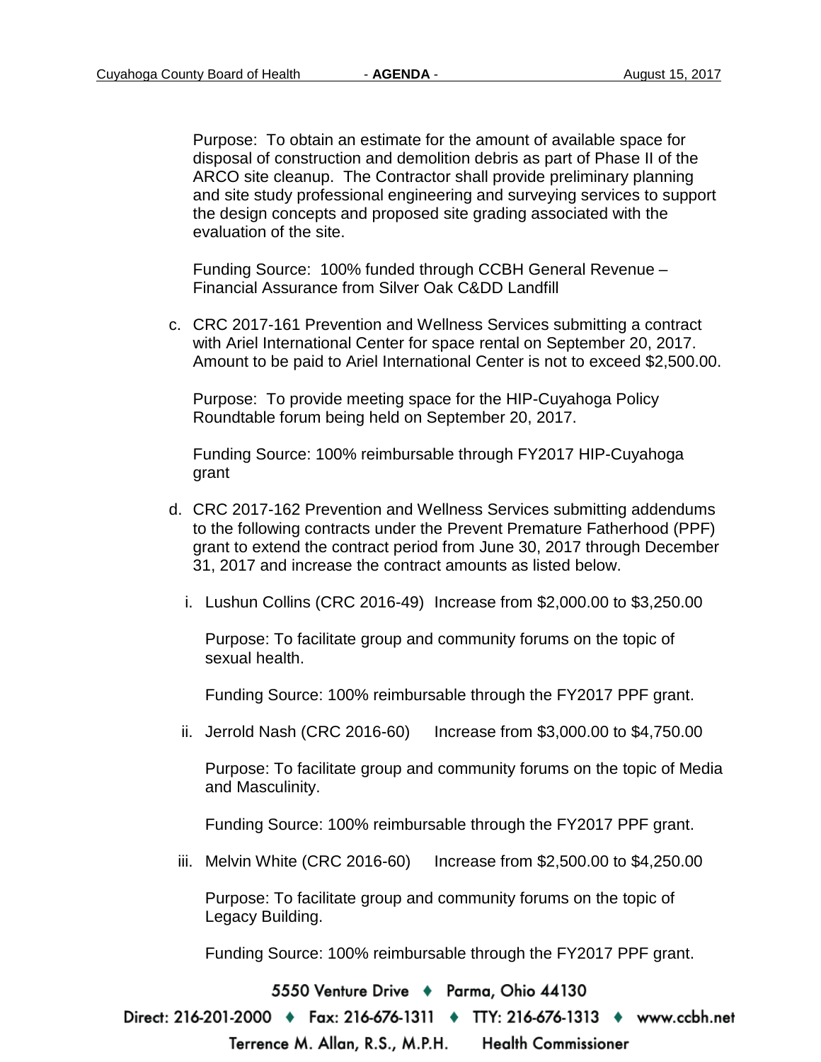Purpose: To obtain an estimate for the amount of available space for disposal of construction and demolition debris as part of Phase II of the ARCO site cleanup. The Contractor shall provide preliminary planning and site study professional engineering and surveying services to support the design concepts and proposed site grading associated with the evaluation of the site.

Funding Source: 100% funded through CCBH General Revenue – Financial Assurance from Silver Oak C&DD Landfill

c. CRC 2017-161 Prevention and Wellness Services submitting a contract with Ariel International Center for space rental on September 20, 2017. Amount to be paid to Ariel International Center is not to exceed $2,500.00.

   Purpose: To provide meeting space for the HIP-Cuyahoga Policy Roundtable forum being held on September 20, 2017.

   Funding Source: 100% reimbursable through FY2017 HIP-Cuyahoga grant

d. CRC 2017-162 Prevention and Wellness Services submitting addendums to the following contracts under the Prevent Premature Fatherhood (PPF) grant to extend the contract period from June 30, 2017 through December 31, 2017 and increase the contract amounts as listed below.

   i. Lushun Collins (CRC 2016-49) Increase from $2,000.00 to $3,250.00

      Purpose: To facilitate group and community forums on the topic of sexual health.

      Funding Source: 100% reimbursable through the FY2017 PPF grant.

   ii. Jerrold Nash (CRC 2016-60) Increase from $3,000.00 to $4,750.00

      Purpose: To facilitate group and community forums on the topic of Media and Masculinity.

      Funding Source: 100% reimbursable through the FY2017 PPF grant.

   iii. Melvin White (CRC 2016-60) Increase from $2,500.00 to $4,250.00

      Purpose: To facilitate group and community forums on the topic of Legacy Building.

      Funding Source: 100% reimbursable through the FY2017 PPF grant.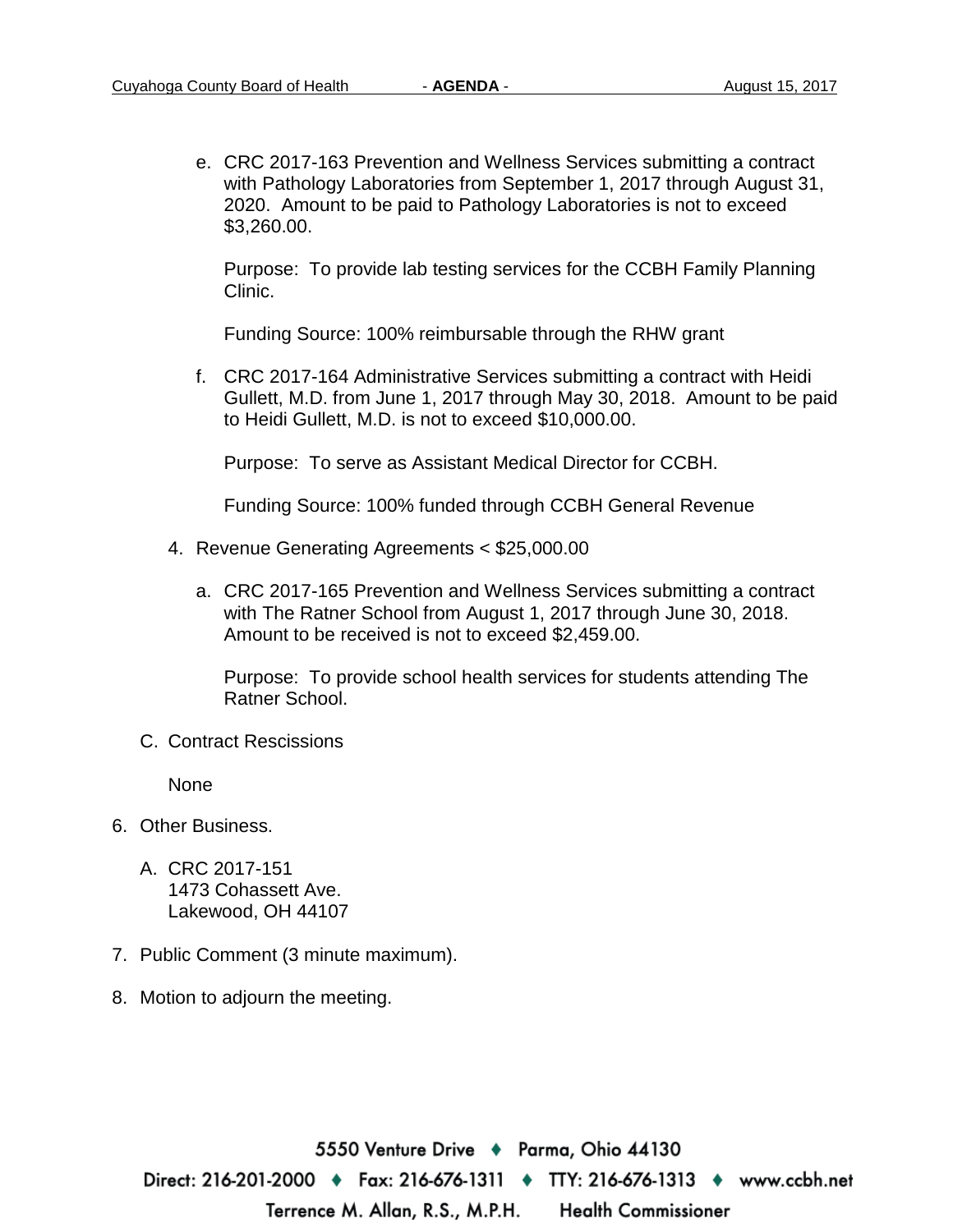e. CRC 2017-163 Prevention and Wellness Services submitting a contract with Pathology Laboratories from September 1, 2017 through August 31, 2020. Amount to be paid to Pathology Laboratories is not to exceed $3,260.00.

   Purpose: To provide lab testing services for the CCBH Family Planning Clinic.

   Funding Source: 100% reimbursable through the RHW grant

f. CRC 2017-164 Administrative Services submitting a contract with Heidi Gullett, M.D. from June 1, 2017 through May 30, 2018. Amount to be paid to Heidi Gullett, M.D. is not to exceed $10,000.00.

   Purpose: To serve as Assistant Medical Director for CCBH.

   Funding Source: 100% funded through CCBH General Revenue

4. Revenue Generating Agreements < $25,000.00

   a. CRC 2017-165 Prevention and Wellness Services submitting a contract with The Ratner School from August 1, 2017 through June 30, 2018. Amount to be received is not to exceed $2,459.00.

      Purpose: To provide school health services for students attending The Ratner School.

C. Contract Rescissions

   None

6. Other Business.

   A. CRC 2017-151
      1473 Cohassett Ave.
      Lakewood, OH 44107

7. Public Comment (3 minute maximum).

8. Motion to adjourn the meeting.

5550 Venture Drive ♦ Parma, Ohio 44130
Direct: 216-201-2000 ♦ Fax: 216-676-1311 ♦ TTY: 216-676-1313 ♦ www.ccbh.net
Terrence M. Allan, R.S., M.P.H. Health Commissioner